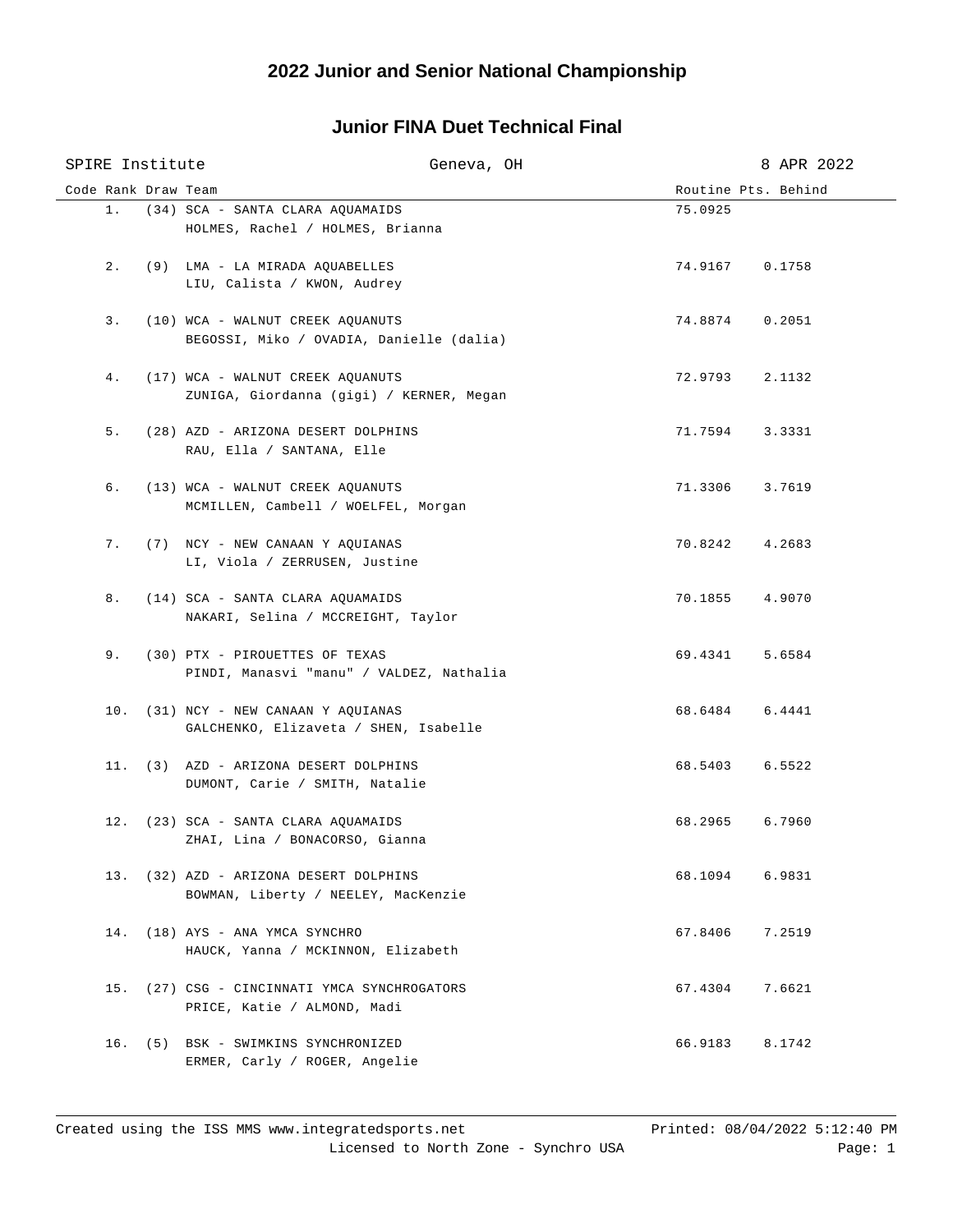# 2022 Junior and Senior National Championship

## Junior FINA Duet Technical Final

SPIRE Institute — Geneva, OH — 8 APR 2022

| Rank | Draw | Team | Routine | Pts. Behind |
|---|---|---|---|---|
| 1. | (34) | SCA - SANTA CLARA AQUAMAIDS<br>HOLMES, Rachel / HOLMES, Brianna | 75.0925 | |
| 2. | (9) | LMA - LA MIRADA AQUABELLES<br>LIU, Calista / KWON, Audrey | 74.9167 | 0.1758 |
| 3. | (10) | WCA - WALNUT CREEK AQUANUTS<br>BEGOSSI, Miko / OVADIA, Danielle (dalia) | 74.8874 | 0.2051 |
| 4. | (17) | WCA - WALNUT CREEK AQUANUTS<br>ZUNIGA, Giordanna (gigi) / KERNER, Megan | 72.9793 | 2.1132 |
| 5. | (28) | AZD - ARIZONA DESERT DOLPHINS<br>RAU, Ella / SANTANA, Elle | 71.7594 | 3.3331 |
| 6. | (13) | WCA - WALNUT CREEK AQUANUTS<br>MCMILLEN, Cambell / WOELFEL, Morgan | 71.3306 | 3.7619 |
| 7. | (7) | NCY - NEW CANAAN Y AQUIANAS<br>LI, Viola / ZERRUSEN, Justine | 70.8242 | 4.2683 |
| 8. | (14) | SCA - SANTA CLARA AQUAMAIDS<br>NAKARI, Selina / MCCREIGHT, Taylor | 70.1855 | 4.9070 |
| 9. | (30) | PTX - PIROUETTES OF TEXAS<br>PINDI, Manasvi "manu" / VALDEZ, Nathalia | 69.4341 | 5.6584 |
| 10. | (31) | NCY - NEW CANAAN Y AQUIANAS<br>GALCHENKO, Elizaveta / SHEN, Isabelle | 68.6484 | 6.4441 |
| 11. | (3) | AZD - ARIZONA DESERT DOLPHINS<br>DUMONT, Carie / SMITH, Natalie | 68.5403 | 6.5522 |
| 12. | (23) | SCA - SANTA CLARA AQUAMAIDS<br>ZHAI, Lina / BONACORSO, Gianna | 68.2965 | 6.7960 |
| 13. | (32) | AZD - ARIZONA DESERT DOLPHINS<br>BOWMAN, Liberty / NEELEY, MacKenzie | 68.1094 | 6.9831 |
| 14. | (18) | AYS - ANA YMCA SYNCHRO<br>HAUCK, Yanna / MCKINNON, Elizabeth | 67.8406 | 7.2519 |
| 15. | (27) | CSG - CINCINNATI YMCA SYNCHROGATORS<br>PRICE, Katie / ALMOND, Madi | 67.4304 | 7.6621 |
| 16. | (5) | BSK - SWIMKINS SYNCHRONIZED<br>ERMER, Carly / ROGER, Angelie | 66.9183 | 8.1742 |

Created using the ISS MMS www.integratedsports.net — Printed: 08/04/2022 5:12:40 PM
Licensed to North Zone - Synchro USA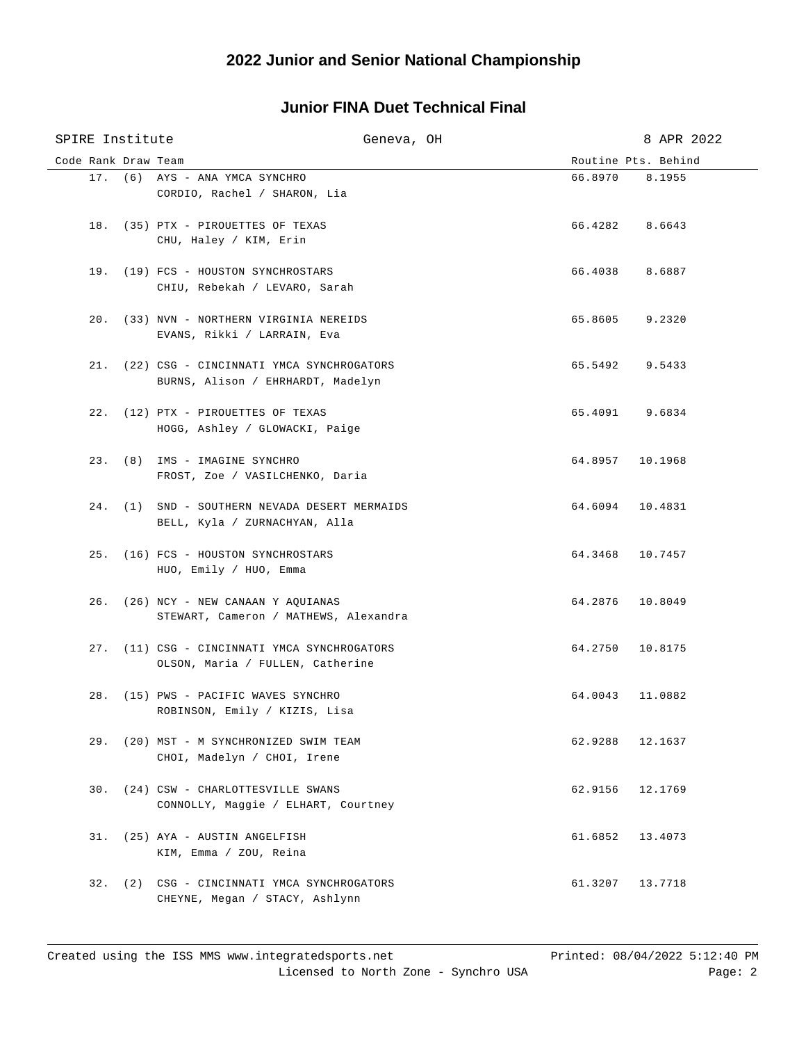# 2022 Junior and Senior National Championship

## Junior FINA Duet Technical Final

SPIRE Institute — Geneva, OH — 8 APR 2022

| Code | Rank | Draw | Team | Routine | Pts. Behind |
|---|---|---|---|---|---|
| | 17. | (6) | AYS - ANA YMCA SYNCHRO<br>CORDIO, Rachel / SHARON, Lia | 66.8970 | 8.1955 |
| | 18. | (35) | PTX - PIROUETTES OF TEXAS<br>CHU, Haley / KIM, Erin | 66.4282 | 8.6643 |
| | 19. | (19) | FCS - HOUSTON SYNCHROSTARS<br>CHIU, Rebekah / LEVARO, Sarah | 66.4038 | 8.6887 |
| | 20. | (33) | NVN - NORTHERN VIRGINIA NEREIDS<br>EVANS, Rikki / LARRAIN, Eva | 65.8605 | 9.2320 |
| | 21. | (22) | CSG - CINCINNATI YMCA SYNCHROGATORS<br>BURNS, Alison / EHRHARDT, Madelyn | 65.5492 | 9.5433 |
| | 22. | (12) | PTX - PIROUETTES OF TEXAS<br>HOGG, Ashley / GLOWACKI, Paige | 65.4091 | 9.6834 |
| | 23. | (8) | IMS - IMAGINE SYNCHRO<br>FROST, Zoe / VASILCHENKO, Daria | 64.8957 | 10.1968 |
| | 24. | (1) | SND - SOUTHERN NEVADA DESERT MERMAIDS<br>BELL, Kyla / ZURNACHYAN, Alla | 64.6094 | 10.4831 |
| | 25. | (16) | FCS - HOUSTON SYNCHROSTARS<br>HUO, Emily / HUO, Emma | 64.3468 | 10.7457 |
| | 26. | (26) | NCY - NEW CANAAN Y AQUIANAS<br>STEWART, Cameron / MATHEWS, Alexandra | 64.2876 | 10.8049 |
| | 27. | (11) | CSG - CINCINNATI YMCA SYNCHROGATORS<br>OLSON, Maria / FULLEN, Catherine | 64.2750 | 10.8175 |
| | 28. | (15) | PWS - PACIFIC WAVES SYNCHRO<br>ROBINSON, Emily / KIZIS, Lisa | 64.0043 | 11.0882 |
| | 29. | (20) | MST - M SYNCHRONIZED SWIM TEAM<br>CHOI, Madelyn / CHOI, Irene | 62.9288 | 12.1637 |
| | 30. | (24) | CSW - CHARLOTTESVILLE SWANS<br>CONNOLLY, Maggie / ELHART, Courtney | 62.9156 | 12.1769 |
| | 31. | (25) | AYA - AUSTIN ANGELFISH<br>KIM, Emma / ZOU, Reina | 61.6852 | 13.4073 |
| | 32. | (2) | CSG - CINCINNATI YMCA SYNCHROGATORS<br>CHEYNE, Megan / STACY, Ashlynn | 61.3207 | 13.7718 |

Created using the ISS MMS www.integratedsports.net — Printed: 08/04/2022 5:12:40 PM

Licensed to North Zone - Synchro USA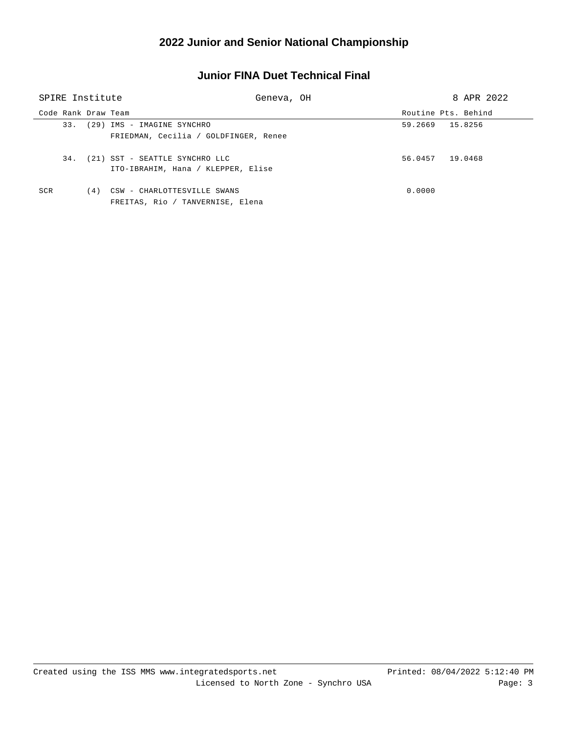# 2022 Junior and Senior National Championship

## Junior FINA Duet Technical Final

SPIRE Institute | Geneva, OH | 8 APR 2022

| Code | Rank | Draw | Team | Routine | Pts. Behind |
|---|---|---|---|---|---|
| | 33. | (29) | IMS - IMAGINE SYNCHRO<br>FRIEDMAN, Cecilia / GOLDFINGER, Renee | 59.2669 | 15.8256 |
| | 34. | (21) | SST - SEATTLE SYNCHRO LLC<br>ITO-IBRAHIM, Hana / KLEPPER, Elise | 56.0457 | 19.0468 |
| SCR | | (4) | CSW - CHARLOTTESVILLE SWANS<br>FREITAS, Rio / TANVERNISE, Elena | 0.0000 | |

Created using the ISS MMS www.integratedsports.net    Printed: 08/04/2022 5:12:40 PM
Licensed to North Zone - Synchro USA